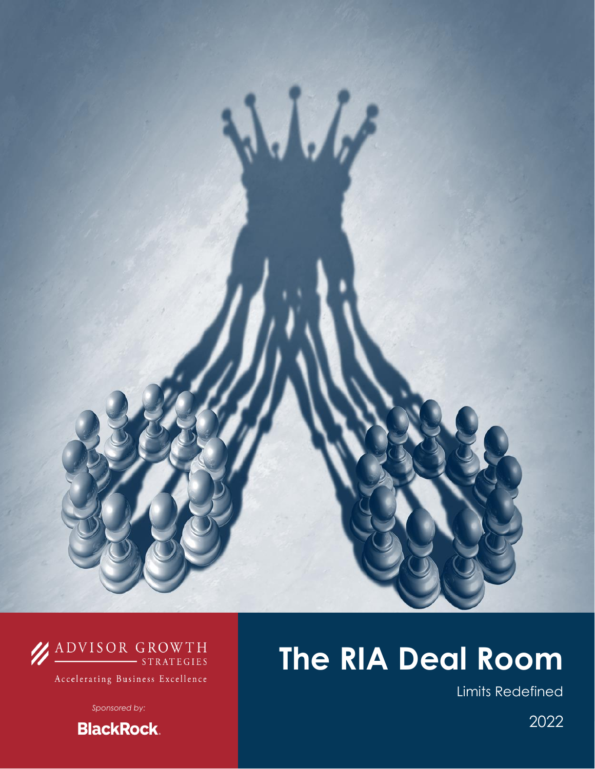ADVISOR GROWTH STRATEGIES

Accelerating Business Excellence

*Sponsored by:*

BlackRock.

# The RIA Deal Room

Limits Redefined

2022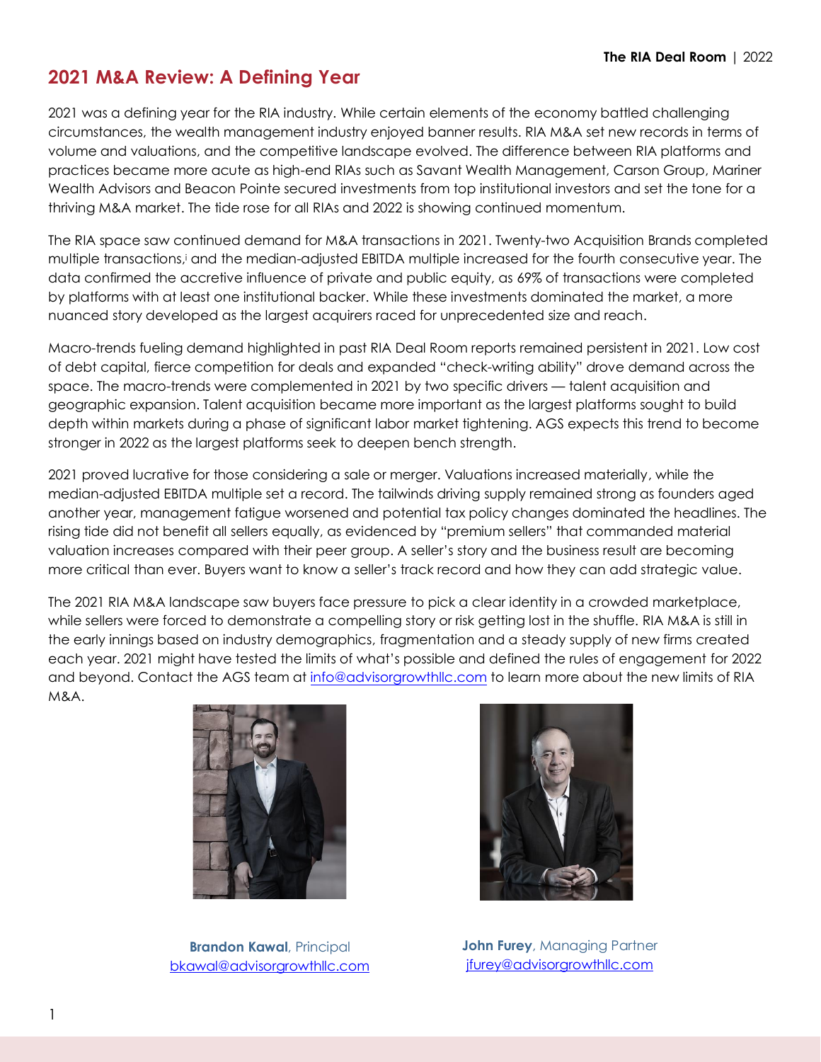## 2021 M&A Review: A Defining Year

2021 was a defining year for the RIA industry. While certain elements of the economy battled challenging circumstances, the wealth management industry enjoyed banner results. RIA M&A set new records in terms of volume and valuations, and the competitive landscape evolved. The difference between RIA platforms and practices became more acute as high-end RIAs such as Savant Wealth Management, Carson Group, Mariner Wealth Advisors and Beacon Pointe secured investments from top institutional investors and set the tone for a thriving M&A market. The tide rose for all RIAs and 2022 is showing continued momentum.

The RIA space saw continued demand for M&A transactions in 2021. Twenty-two Acquisition Brands completed multiple transactions,[i] and the median-adjusted EBITDA multiple increased for the fourth consecutive year. The data confirmed the accretive influence of private and public equity, as 69% of transactions were completed by platforms with at least one institutional backer. While these investments dominated the market, a more nuanced story developed as the largest acquirers raced for unprecedented size and reach.

Macro-trends fueling demand highlighted in past RIA Deal Room reports remained persistent in 2021. Low cost of debt capital, fierce competition for deals and expanded "check-writing ability" drove demand across the space. The macro-trends were complemented in 2021 by two specific drivers — talent acquisition and geographic expansion. Talent acquisition became more important as the largest platforms sought to build depth within markets during a phase of significant labor market tightening. AGS expects this trend to become stronger in 2022 as the largest platforms seek to deepen bench strength.

2021 proved lucrative for those considering a sale or merger. Valuations increased materially, while the median-adjusted EBITDA multiple set a record. The tailwinds driving supply remained strong as founders aged another year, management fatigue worsened and potential tax policy changes dominated the headlines. The rising tide did not benefit all sellers equally, as evidenced by "premium sellers" that commanded material valuation increases compared with their peer group. A seller's story and the business result are becoming more critical than ever. Buyers want to know a seller's track record and how they can add strategic value.

The 2021 RIA M&A landscape saw buyers face pressure to pick a clear identity in a crowded marketplace, while sellers were forced to demonstrate a compelling story or risk getting lost in the shuffle. RIA M&A is still in the early innings based on industry demographics, fragmentation and a steady supply of new firms created each year. 2021 might have tested the limits of what's possible and defined the rules of engagement for 2022 and beyond. Contact the AGS team at info@advisorgrowthllc.com to learn more about the new limits of RIA M&A.

**Brandon Kawal**, Principal
bkawal@advisorgrowthllc.com

**John Furey**, Managing Partner
jfurey@advisorgrowthllc.com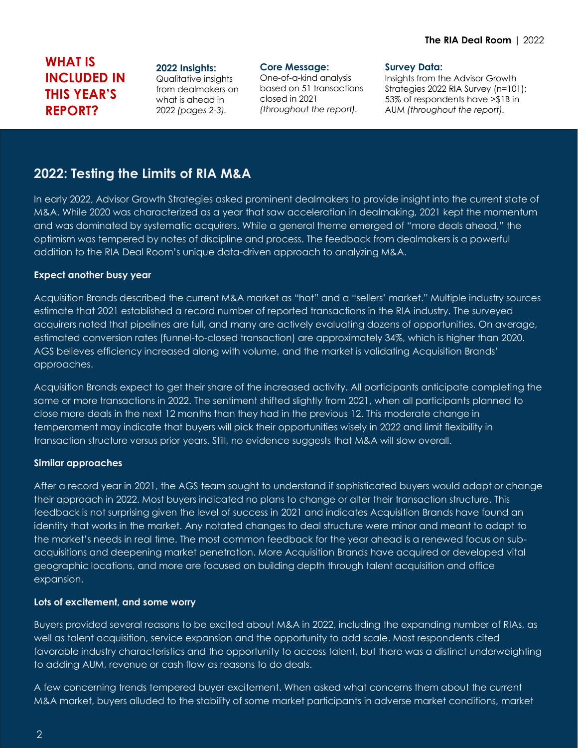## WHAT IS INCLUDED IN THIS YEAR'S REPORT?

**2022 Insights:**
Qualitative insights from dealmakers on what is ahead in 2022 *(pages 2-3).*

**Core Message:**
One-of-a-kind analysis based on 51 transactions closed in 2021 *(throughout the report).*

**Survey Data:**
Insights from the Advisor Growth Strategies 2022 RIA Survey (n=101); 53% of respondents have >$1B in AUM *(throughout the report).*

## 2022: Testing the Limits of RIA M&A

In early 2022, Advisor Growth Strategies asked prominent dealmakers to provide insight into the current state of M&A. While 2020 was characterized as a year that saw acceleration in dealmaking, 2021 kept the momentum and was dominated by systematic acquirers. While a general theme emerged of "more deals ahead," the optimism was tempered by notes of discipline and process. The feedback from dealmakers is a powerful addition to the RIA Deal Room's unique data-driven approach to analyzing M&A.

**Expect another busy year**

Acquisition Brands described the current M&A market as "hot" and a "sellers' market." Multiple industry sources estimate that 2021 established a record number of reported transactions in the RIA industry. The surveyed acquirers noted that pipelines are full, and many are actively evaluating dozens of opportunities. On average, estimated conversion rates (funnel-to-closed transaction) are approximately 34%, which is higher than 2020. AGS believes efficiency increased along with volume, and the market is validating Acquisition Brands' approaches.

Acquisition Brands expect to get their share of the increased activity. All participants anticipate completing the same or more transactions in 2022. The sentiment shifted slightly from 2021, when all participants planned to close more deals in the next 12 months than they had in the previous 12. This moderate change in temperament may indicate that buyers will pick their opportunities wisely in 2022 and limit flexibility in transaction structure versus prior years. Still, no evidence suggests that M&A will slow overall.

**Similar approaches**

After a record year in 2021, the AGS team sought to understand if sophisticated buyers would adapt or change their approach in 2022. Most buyers indicated no plans to change or alter their transaction structure. This feedback is not surprising given the level of success in 2021 and indicates Acquisition Brands have found an identity that works in the market. Any notated changes to deal structure were minor and meant to adapt to the market's needs in real time. The most common feedback for the year ahead is a renewed focus on sub-acquisitions and deepening market penetration. More Acquisition Brands have acquired or developed vital geographic locations, and more are focused on building depth through talent acquisition and office expansion.

**Lots of excitement, and some worry**

Buyers provided several reasons to be excited about M&A in 2022, including the expanding number of RIAs, as well as talent acquisition, service expansion and the opportunity to add scale. Most respondents cited favorable industry characteristics and the opportunity to access talent, but there was a distinct underweighting to adding AUM, revenue or cash flow as reasons to do deals.

A few concerning trends tempered buyer excitement. When asked what concerns them about the current M&A market, buyers alluded to the stability of some market participants in adverse market conditions, market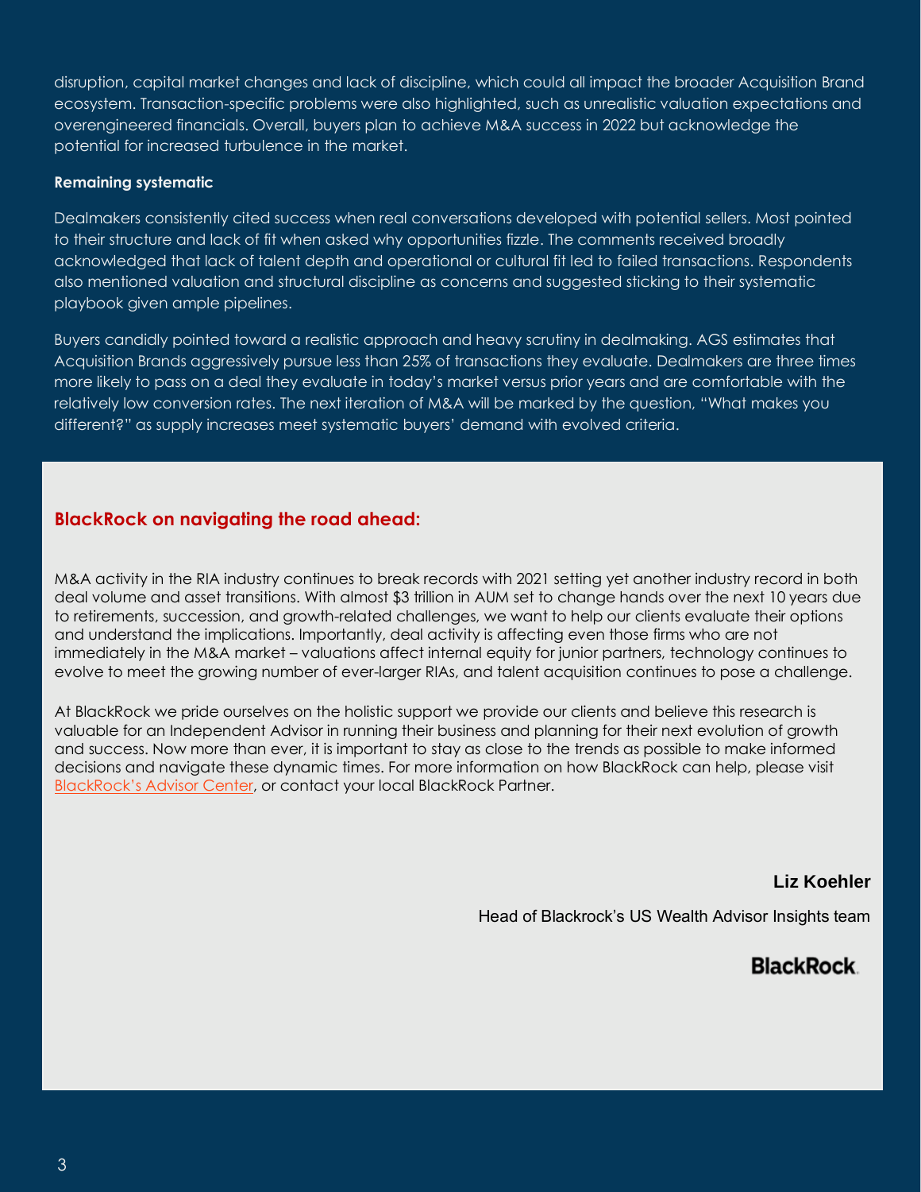disruption, capital market changes and lack of discipline, which could all impact the broader Acquisition Brand ecosystem. Transaction-specific problems were also highlighted, such as unrealistic valuation expectations and overengineered financials. Overall, buyers plan to achieve M&A success in 2022 but acknowledge the potential for increased turbulence in the market.

**Remaining systematic**

Dealmakers consistently cited success when real conversations developed with potential sellers. Most pointed to their structure and lack of fit when asked why opportunities fizzle. The comments received broadly acknowledged that lack of talent depth and operational or cultural fit led to failed transactions. Respondents also mentioned valuation and structural discipline as concerns and suggested sticking to their systematic playbook given ample pipelines.

Buyers candidly pointed toward a realistic approach and heavy scrutiny in dealmaking. AGS estimates that Acquisition Brands aggressively pursue less than 25% of transactions they evaluate. Dealmakers are three times more likely to pass on a deal they evaluate in today's market versus prior years and are comfortable with the relatively low conversion rates. The next iteration of M&A will be marked by the question, "What makes you different?" as supply increases meet systematic buyers' demand with evolved criteria.

## BlackRock on navigating the road ahead:

M&A activity in the RIA industry continues to break records with 2021 setting yet another industry record in both deal volume and asset transitions. With almost $3 trillion in AUM set to change hands over the next 10 years due to retirements, succession, and growth-related challenges, we want to help our clients evaluate their options and understand the implications. Importantly, deal activity is affecting even those firms who are not immediately in the M&A market – valuations affect internal equity for junior partners, technology continues to evolve to meet the growing number of ever-larger RIAs, and talent acquisition continues to pose a challenge.

At BlackRock we pride ourselves on the holistic support we provide our clients and believe this research is valuable for an Independent Advisor in running their business and planning for their next evolution of growth and success. Now more than ever, it is important to stay as close to the trends as possible to make informed decisions and navigate these dynamic times. For more information on how BlackRock can help, please visit BlackRock's Advisor Center, or contact your local BlackRock Partner.

**Liz Koehler**

Head of Blackrock's US Wealth Advisor Insights team

BlackRock.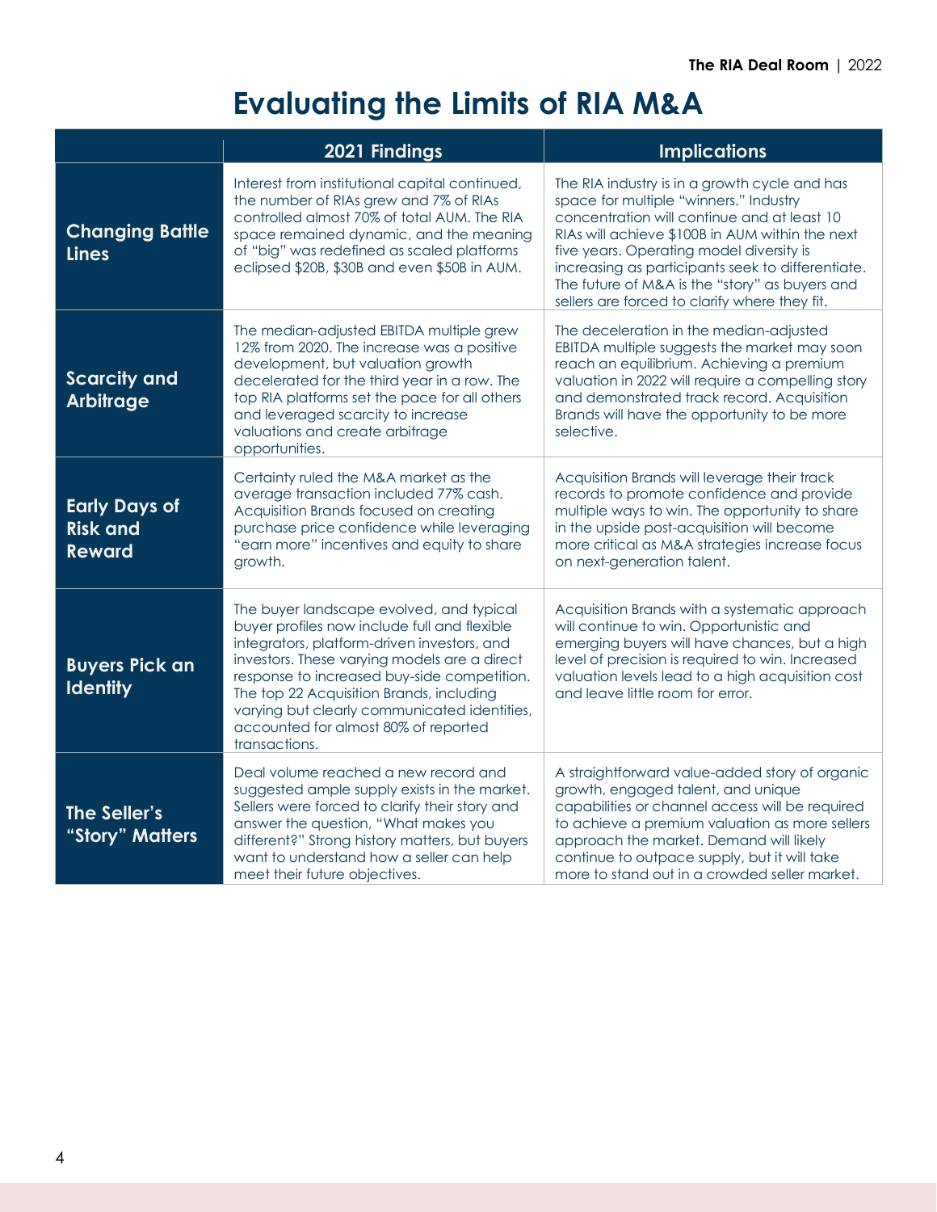# Evaluating the Limits of RIA M&A

| | 2021 Findings | Implications |
|---|---|---|
| **Changing Battle Lines** | Interest from institutional capital continued, the number of RIAs grew and 7% of RIAs controlled almost 70% of total AUM. The RIA space remained dynamic, and the meaning of "big" was redefined as scaled platforms eclipsed \$20B, \$30B and even \$50B in AUM. | The RIA industry is in a growth cycle and has space for multiple "winners." Industry concentration will continue and at least 10 RIAs will achieve \$100B in AUM within the next five years. Operating model diversity is increasing as participants seek to differentiate. The future of M&A is the "story" as buyers and sellers are forced to clarify where they fit. |
| **Scarcity and Arbitrage** | The median-adjusted EBITDA multiple grew 12% from 2020. The increase was a positive development, but valuation growth decelerated for the third year in a row. The top RIA platforms set the pace for all others and leveraged scarcity to increase valuations and create arbitrage opportunities. | The deceleration in the median-adjusted EBITDA multiple suggests the market may soon reach an equilibrium. Achieving a premium valuation in 2022 will require a compelling story and demonstrated track record. Acquisition Brands will have the opportunity to be more selective. |
| **Early Days of Risk and Reward** | Certainty ruled the M&A market as the average transaction included 77% cash. Acquisition Brands focused on creating purchase price confidence while leveraging "earn more" incentives and equity to share growth. | Acquisition Brands will leverage their track records to promote confidence and provide multiple ways to win. The opportunity to share in the upside post-acquisition will become more critical as M&A strategies increase focus on next-generation talent. |
| **Buyers Pick an Identity** | The buyer landscape evolved, and typical buyer profiles now include full and flexible integrators, platform-driven investors, and investors. These varying models are a direct response to increased buy-side competition. The top 22 Acquisition Brands, including varying but clearly communicated identities, accounted for almost 80% of reported transactions. | Acquisition Brands with a systematic approach will continue to win. Opportunistic and emerging buyers will have chances, but a high level of precision is required to win. Increased valuation levels lead to a high acquisition cost and leave little room for error. |
| **The Seller's "Story" Matters** | Deal volume reached a new record and suggested ample supply exists in the market. Sellers were forced to clarify their story and answer the question, "What makes you different?" Strong history matters, but buyers want to understand how a seller can help meet their future objectives. | A straightforward value-added story of organic growth, engaged talent, and unique capabilities or channel access will be required to achieve a premium valuation as more sellers approach the market. Demand will likely continue to outpace supply, but it will take more to stand out in a crowded seller market. |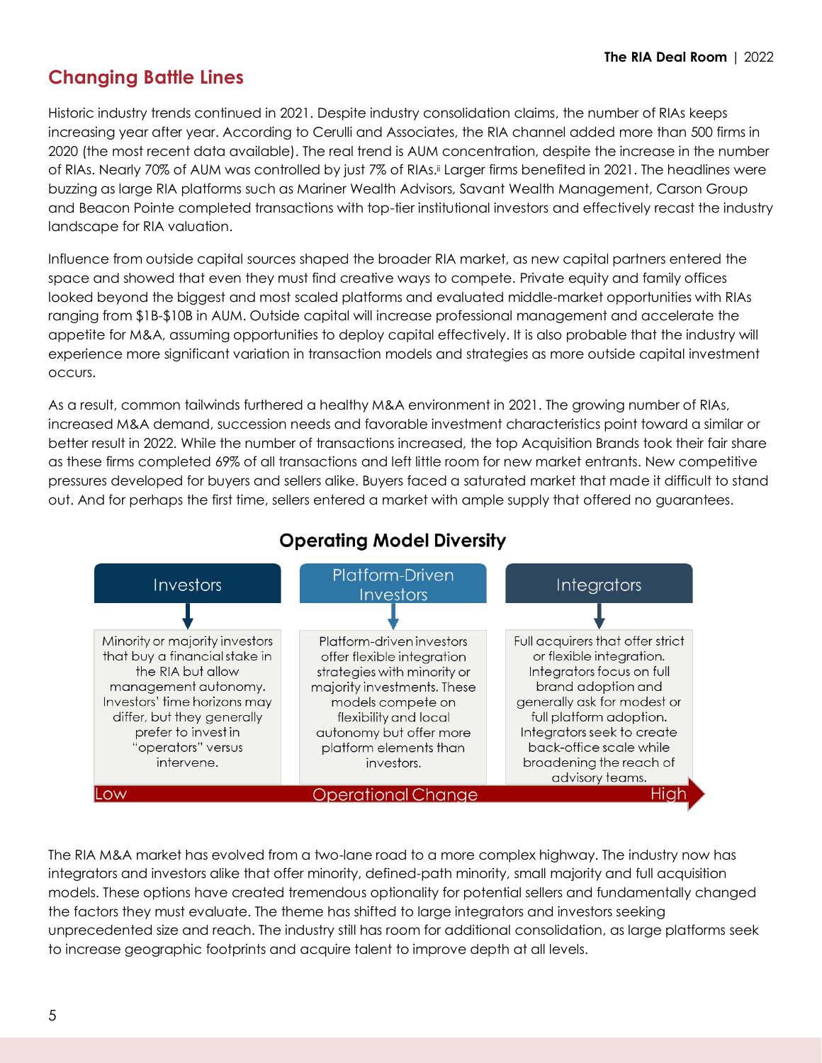## Changing Battle Lines

Historic industry trends continued in 2021. Despite industry consolidation claims, the number of RIAs keeps increasing year after year. According to Cerulli and Associates, the RIA channel added more than 500 firms in 2020 (the most recent data available). The real trend is AUM concentration, despite the increase in the number of RIAs. Nearly 70% of AUM was controlled by just 7% of RIAs.[ii] Larger firms benefited in 2021. The headlines were buzzing as large RIA platforms such as Mariner Wealth Advisors, Savant Wealth Management, Carson Group and Beacon Pointe completed transactions with top-tier institutional investors and effectively recast the industry landscape for RIA valuation.

Influence from outside capital sources shaped the broader RIA market, as new capital partners entered the space and showed that even they must find creative ways to compete. Private equity and family offices looked beyond the biggest and most scaled platforms and evaluated middle-market opportunities with RIAs ranging from $1B-$10B in AUM. Outside capital will increase professional management and accelerate the appetite for M&A, assuming opportunities to deploy capital effectively. It is also probable that the industry will experience more significant variation in transaction models and strategies as more outside capital investment occurs.

As a result, common tailwinds furthered a healthy M&A environment in 2021. The growing number of RIAs, increased M&A demand, succession needs and favorable investment characteristics point toward a similar or better result in 2022. While the number of transactions increased, the top Acquisition Brands took their fair share as these firms completed 69% of all transactions and left little room for new market entrants. New competitive pressures developed for buyers and sellers alike. Buyers faced a saturated market that made it difficult to stand out. And for perhaps the first time, sellers entered a market with ample supply that offered no guarantees.

### Operating Model Diversity

| Investors | Platform-Driven Investors | Integrators |
|---|---|---|
| Minority or majority investors that buy a financial stake in the RIA but allow management autonomy. Investors' time horizons may differ, but they generally prefer to invest in "operators" versus intervene. | Platform-driven investors offer flexible integration strategies with minority or majority investments. These models compete on flexibility and local autonomy but offer more platform elements than investors. | Full acquirers that offer strict or flexible integration. Integrators focus on full brand adoption and generally ask for modest or full platform adoption. Integrators seek to create back-office scale while broadening the reach of advisory teams. |

Low — Operational Change — High

The RIA M&A market has evolved from a two-lane road to a more complex highway. The industry now has integrators and investors alike that offer minority, defined-path minority, small majority and full acquisition models. These options have created tremendous optionality for potential sellers and fundamentally changed the factors they must evaluate. The theme has shifted to large integrators and investors seeking unprecedented size and reach. The industry still has room for additional consolidation, as large platforms seek to increase geographic footprints and acquire talent to improve depth at all levels.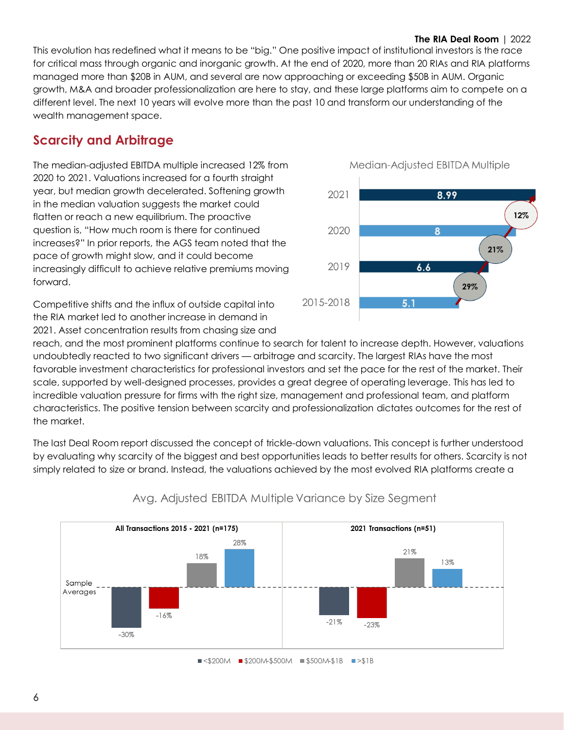This evolution has redefined what it means to be "big." One positive impact of institutional investors is the race for critical mass through organic and inorganic growth. At the end of 2020, more than 20 RIAs and RIA platforms managed more than $20B in AUM, and several are now approaching or exceeding $50B in AUM. Organic growth, M&A and broader professionalization are here to stay, and these large platforms aim to compete on a different level. The next 10 years will evolve more than the past 10 and transform our understanding of the wealth management space.

## Scarcity and Arbitrage

The median-adjusted EBITDA multiple increased 12% from 2020 to 2021. Valuations increased for a fourth straight year, but median growth decelerated. Softening growth in the median valuation suggests the market could flatten or reach a new equilibrium. The proactive question is, "How much room is there for continued increases?" In prior reports, the AGS team noted that the pace of growth might slow, and it could become increasingly difficult to achieve relative premiums moving forward.

**Median-Adjusted EBITDA Multiple**

| Period | Multiple | Change |
|---|---|---|
| 2021 | 8.99 | 12% |
| 2020 | 8 | 21% |
| 2019 | 6.6 | 29% |
| 2015-2018 | 5.1 | |

Competitive shifts and the influx of outside capital into the RIA market led to another increase in demand in 2021. Asset concentration results from chasing size and reach, and the most prominent platforms continue to search for talent to increase depth. However, valuations undoubtedly reacted to two significant drivers — arbitrage and scarcity. The largest RIAs have the most favorable investment characteristics for professional investors and set the pace for the rest of the market. Their scale, supported by well-designed processes, provides a great degree of operating leverage. This has led to incredible valuation pressure for firms with the right size, management and professional team, and platform characteristics. The positive tension between scarcity and professionalization dictates outcomes for the rest of the market.

The last Deal Room report discussed the concept of trickle-down valuations. This concept is further understood by evaluating why scarcity of the biggest and best opportunities leads to better results for others. Scarcity is not simply related to size or brand. Instead, the valuations achieved by the most evolved RIA platforms create a

**Avg. Adjusted EBITDA Multiple Variance by Size Segment**

(Variance relative to Sample Averages)

| Size Segment | All Transactions 2015 - 2021 (n=175) | 2021 Transactions (n=51) |
|---|---|---|
| <$200M | -30% | -21% |
| $200M-$500M | -16% | -23% |
| $500M-$1B | 18% | 21% |
| >$1B | 28% | 13% |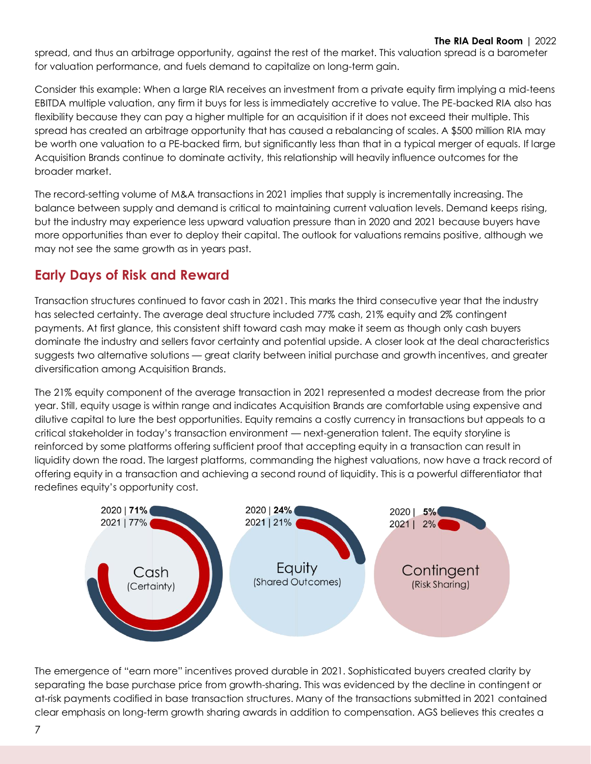spread, and thus an arbitrage opportunity, against the rest of the market. This valuation spread is a barometer for valuation performance, and fuels demand to capitalize on long-term gain.

Consider this example: When a large RIA receives an investment from a private equity firm implying a mid-teens EBITDA multiple valuation, any firm it buys for less is immediately accretive to value. The PE-backed RIA also has flexibility because they can pay a higher multiple for an acquisition if it does not exceed their multiple. This spread has created an arbitrage opportunity that has caused a rebalancing of scales. A $500 million RIA may be worth one valuation to a PE-backed firm, but significantly less than that in a typical merger of equals. If large Acquisition Brands continue to dominate activity, this relationship will heavily influence outcomes for the broader market.

The record-setting volume of M&A transactions in 2021 implies that supply is incrementally increasing. The balance between supply and demand is critical to maintaining current valuation levels. Demand keeps rising, but the industry may experience less upward valuation pressure than in 2020 and 2021 because buyers have more opportunities than ever to deploy their capital. The outlook for valuations remains positive, although we may not see the same growth as in years past.

## Early Days of Risk and Reward

Transaction structures continued to favor cash in 2021. This marks the third consecutive year that the industry has selected certainty. The average deal structure included 77% cash, 21% equity and 2% contingent payments. At first glance, this consistent shift toward cash may make it seem as though only cash buyers dominate the industry and sellers favor certainty and potential upside. A closer look at the deal characteristics suggests two alternative solutions — great clarity between initial purchase and growth incentives, and greater diversification among Acquisition Brands.

The 21% equity component of the average transaction in 2021 represented a modest decrease from the prior year. Still, equity usage is within range and indicates Acquisition Brands are comfortable using expensive and dilutive capital to lure the best opportunities. Equity remains a costly currency in transactions but appeals to a critical stakeholder in today's transaction environment — next-generation talent. The equity storyline is reinforced by some platforms offering sufficient proof that accepting equity in a transaction can result in liquidity down the road. The largest platforms, commanding the highest valuations, now have a track record of offering equity in a transaction and achieving a second round of liquidity. This is a powerful differentiator that redefines equity's opportunity cost.

| | Cash (Certainty) | Equity (Shared Outcomes) | Contingent (Risk Sharing) |
|---|---|---|---|
| 2020 | **71%** | **24%** | **5%** |
| 2021 | 77% | 21% | 2% |

The emergence of "earn more" incentives proved durable in 2021. Sophisticated buyers created clarity by separating the base purchase price from growth-sharing. This was evidenced by the decline in contingent or at-risk payments codified in base transaction structures. Many of the transactions submitted in 2021 contained clear emphasis on long-term growth sharing awards in addition to compensation. AGS believes this creates a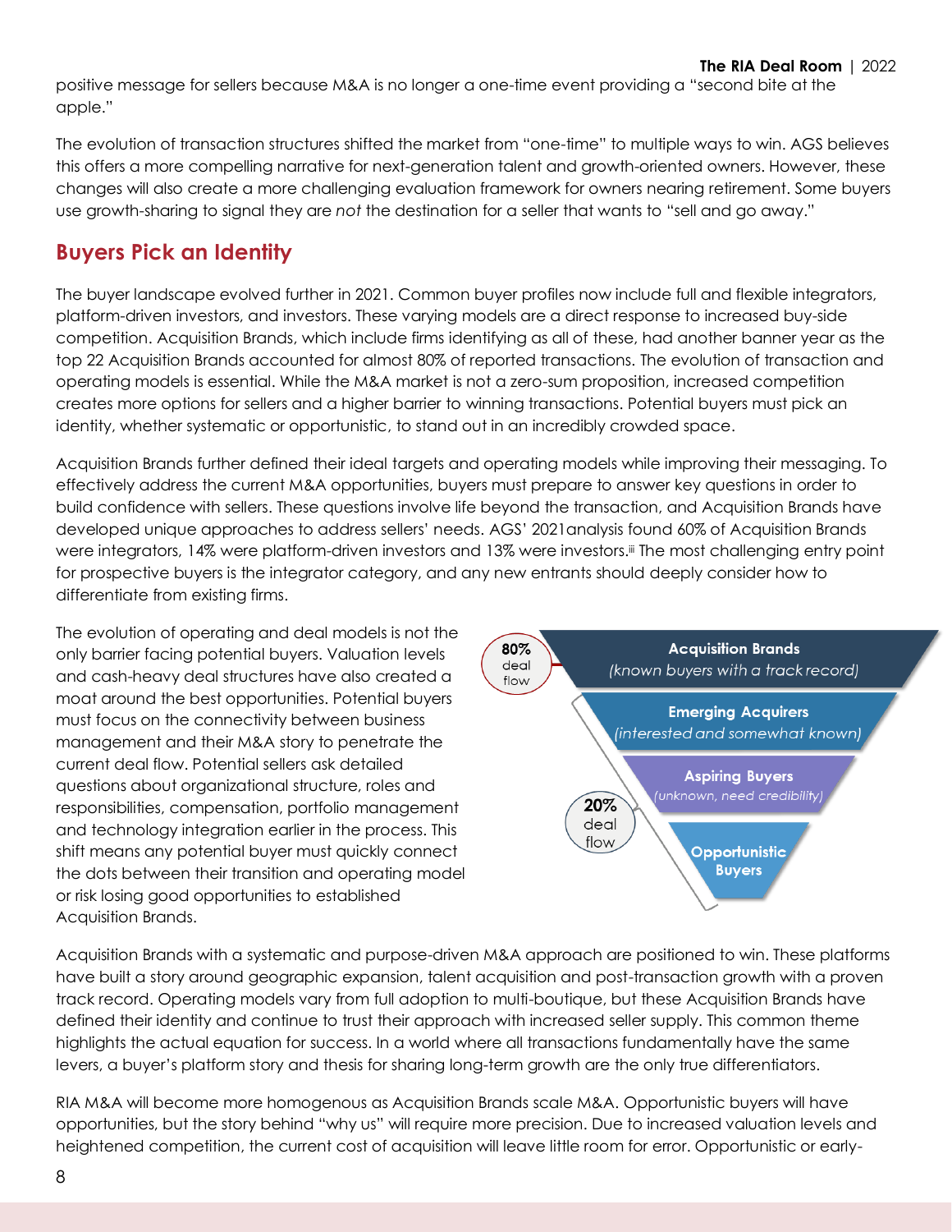positive message for sellers because M&A is no longer a one-time event providing a "second bite at the apple."

The evolution of transaction structures shifted the market from "one-time" to multiple ways to win. AGS believes this offers a more compelling narrative for next-generation talent and growth-oriented owners. However, these changes will also create a more challenging evaluation framework for owners nearing retirement. Some buyers use growth-sharing to signal they are *not* the destination for a seller that wants to "sell and go away."

## Buyers Pick an Identity

The buyer landscape evolved further in 2021. Common buyer profiles now include full and flexible integrators, platform-driven investors, and investors. These varying models are a direct response to increased buy-side competition. Acquisition Brands, which include firms identifying as all of these, had another banner year as the top 22 Acquisition Brands accounted for almost 80% of reported transactions. The evolution of transaction and operating models is essential. While the M&A market is not a zero-sum proposition, increased competition creates more options for sellers and a higher barrier to winning transactions. Potential buyers must pick an identity, whether systematic or opportunistic, to stand out in an incredibly crowded space.

Acquisition Brands further defined their ideal targets and operating models while improving their messaging. To effectively address the current M&A opportunities, buyers must prepare to answer key questions in order to build confidence with sellers. These questions involve life beyond the transaction, and Acquisition Brands have developed unique approaches to address sellers' needs. AGS' 2021analysis found 60% of Acquisition Brands were integrators, 14% were platform-driven investors and 13% were investors.[iii] The most challenging entry point for prospective buyers is the integrator category, and any new entrants should deeply consider how to differentiate from existing firms.

The evolution of operating and deal models is not the only barrier facing potential buyers. Valuation levels and cash-heavy deal structures have also created a moat around the best opportunities. Potential buyers must focus on the connectivity between business management and their M&A story to penetrate the current deal flow. Potential sellers ask detailed questions about organizational structure, roles and responsibilities, compensation, portfolio management and technology integration earlier in the process. This shift means any potential buyer must quickly connect the dots between their transition and operating model or risk losing good opportunities to established Acquisition Brands.

80% deal flow — **Acquisition Brands** *(known buyers with a track record)*

**Emerging Acquirers** *(interested and somewhat known)*

**Aspiring Buyers** *(unknown, need credibility)*

**Opportunistic Buyers**

20% deal flow

Acquisition Brands with a systematic and purpose-driven M&A approach are positioned to win. These platforms have built a story around geographic expansion, talent acquisition and post-transaction growth with a proven track record. Operating models vary from full adoption to multi-boutique, but these Acquisition Brands have defined their identity and continue to trust their approach with increased seller supply. This common theme highlights the actual equation for success. In a world where all transactions fundamentally have the same levers, a buyer's platform story and thesis for sharing long-term growth are the only true differentiators.

RIA M&A will become more homogenous as Acquisition Brands scale M&A. Opportunistic buyers will have opportunities, but the story behind "why us" will require more precision. Due to increased valuation levels and heightened competition, the current cost of acquisition will leave little room for error. Opportunistic or early-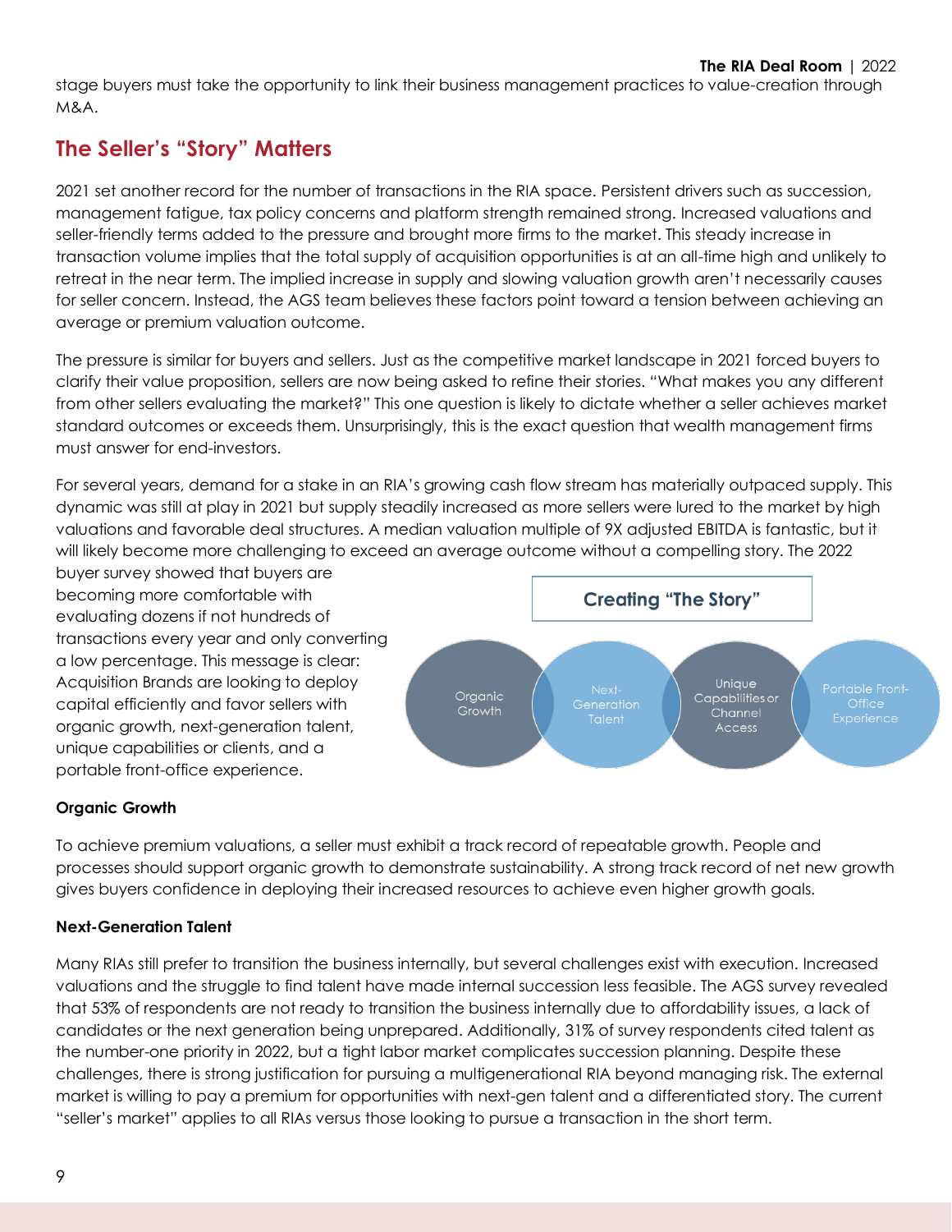stage buyers must take the opportunity to link their business management practices to value-creation through M&A.

## The Seller's "Story" Matters

2021 set another record for the number of transactions in the RIA space. Persistent drivers such as succession, management fatigue, tax policy concerns and platform strength remained strong. Increased valuations and seller-friendly terms added to the pressure and brought more firms to the market. This steady increase in transaction volume implies that the total supply of acquisition opportunities is at an all-time high and unlikely to retreat in the near term. The implied increase in supply and slowing valuation growth aren't necessarily causes for seller concern. Instead, the AGS team believes these factors point toward a tension between achieving an average or premium valuation outcome.

The pressure is similar for buyers and sellers. Just as the competitive market landscape in 2021 forced buyers to clarify their value proposition, sellers are now being asked to refine their stories. "What makes you any different from other sellers evaluating the market?" This one question is likely to dictate whether a seller achieves market standard outcomes or exceeds them. Unsurprisingly, this is the exact question that wealth management firms must answer for end-investors.

For several years, demand for a stake in an RIA's growing cash flow stream has materially outpaced supply. This dynamic was still at play in 2021 but supply steadily increased as more sellers were lured to the market by high valuations and favorable deal structures. A median valuation multiple of 9X adjusted EBITDA is fantastic, but it will likely become more challenging to exceed an average outcome without a compelling story. The 2022 buyer survey showed that buyers are becoming more comfortable with evaluating dozens if not hundreds of transactions every year and only converting a low percentage. This message is clear: Acquisition Brands are looking to deploy capital efficiently and favor sellers with organic growth, next-generation talent, unique capabilities or clients, and a portable front-office experience.

**Creating "The Story"**

Organic Growth | Next-Generation Talent | Unique Capabilities or Channel Access | Portable Front-Office Experience

**Organic Growth**

To achieve premium valuations, a seller must exhibit a track record of repeatable growth. People and processes should support organic growth to demonstrate sustainability. A strong track record of net new growth gives buyers confidence in deploying their increased resources to achieve even higher growth goals.

**Next-Generation Talent**

Many RIAs still prefer to transition the business internally, but several challenges exist with execution. Increased valuations and the struggle to find talent have made internal succession less feasible. The AGS survey revealed that 53% of respondents are not ready to transition the business internally due to affordability issues, a lack of candidates or the next generation being unprepared. Additionally, 31% of survey respondents cited talent as the number-one priority in 2022, but a tight labor market complicates succession planning. Despite these challenges, there is strong justification for pursuing a multigenerational RIA beyond managing risk. The external market is willing to pay a premium for opportunities with next-gen talent and a differentiated story. The current "seller's market" applies to all RIAs versus those looking to pursue a transaction in the short term.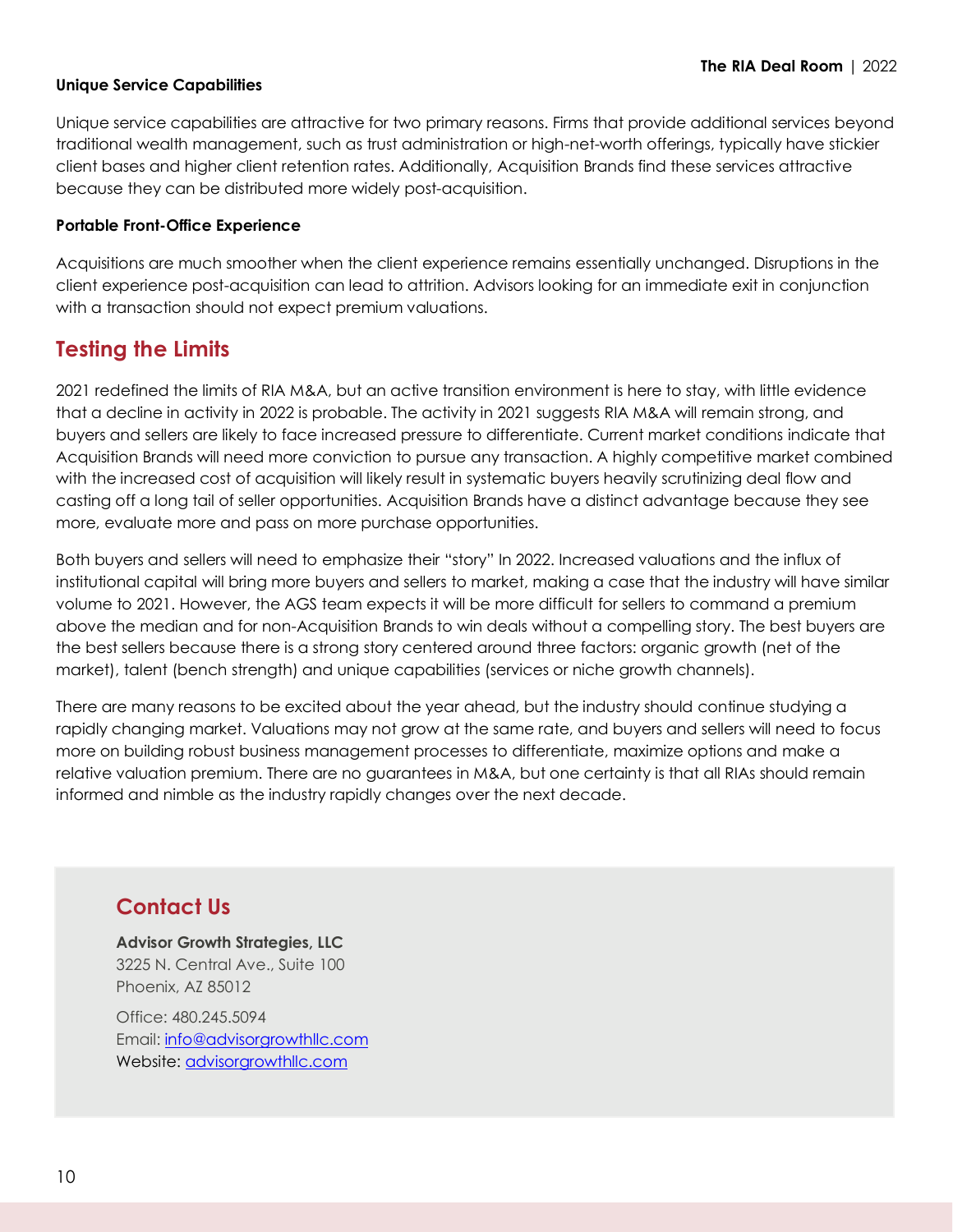### Unique Service Capabilities

Unique service capabilities are attractive for two primary reasons. Firms that provide additional services beyond traditional wealth management, such as trust administration or high-net-worth offerings, typically have stickier client bases and higher client retention rates. Additionally, Acquisition Brands find these services attractive because they can be distributed more widely post-acquisition.

### Portable Front-Office Experience

Acquisitions are much smoother when the client experience remains essentially unchanged. Disruptions in the client experience post-acquisition can lead to attrition. Advisors looking for an immediate exit in conjunction with a transaction should not expect premium valuations.

## Testing the Limits

2021 redefined the limits of RIA M&A, but an active transition environment is here to stay, with little evidence that a decline in activity in 2022 is probable. The activity in 2021 suggests RIA M&A will remain strong, and buyers and sellers are likely to face increased pressure to differentiate. Current market conditions indicate that Acquisition Brands will need more conviction to pursue any transaction. A highly competitive market combined with the increased cost of acquisition will likely result in systematic buyers heavily scrutinizing deal flow and casting off a long tail of seller opportunities. Acquisition Brands have a distinct advantage because they see more, evaluate more and pass on more purchase opportunities.

Both buyers and sellers will need to emphasize their "story" In 2022. Increased valuations and the influx of institutional capital will bring more buyers and sellers to market, making a case that the industry will have similar volume to 2021. However, the AGS team expects it will be more difficult for sellers to command a premium above the median and for non-Acquisition Brands to win deals without a compelling story. The best buyers are the best sellers because there is a strong story centered around three factors: organic growth (net of the market), talent (bench strength) and unique capabilities (services or niche growth channels).

There are many reasons to be excited about the year ahead, but the industry should continue studying a rapidly changing market. Valuations may not grow at the same rate, and buyers and sellers will need to focus more on building robust business management processes to differentiate, maximize options and make a relative valuation premium. There are no guarantees in M&A, but one certainty is that all RIAs should remain informed and nimble as the industry rapidly changes over the next decade.

## Contact Us

**Advisor Growth Strategies, LLC**
3225 N. Central Ave., Suite 100
Phoenix, AZ 85012

Office: 480.245.5094
Email: info@advisorgrowthllc.com
Website: advisorgrowthllc.com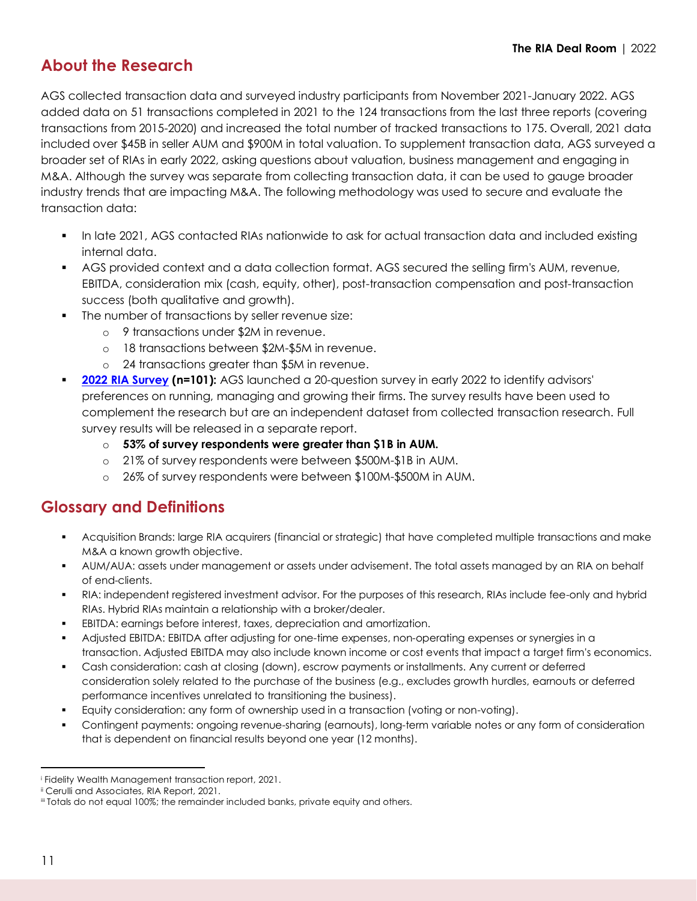## About the Research

AGS collected transaction data and surveyed industry participants from November 2021-January 2022. AGS added data on 51 transactions completed in 2021 to the 124 transactions from the last three reports (covering transactions from 2015-2020) and increased the total number of tracked transactions to 175. Overall, 2021 data included over $45B in seller AUM and $900M in total valuation. To supplement transaction data, AGS surveyed a broader set of RIAs in early 2022, asking questions about valuation, business management and engaging in M&A. Although the survey was separate from collecting transaction data, it can be used to gauge broader industry trends that are impacting M&A. The following methodology was used to secure and evaluate the transaction data:

- In late 2021, AGS contacted RIAs nationwide to ask for actual transaction data and included existing internal data.
- AGS provided context and a data collection format. AGS secured the selling firm's AUM, revenue, EBITDA, consideration mix (cash, equity, other), post-transaction compensation and post-transaction success (both qualitative and growth).
- The number of transactions by seller revenue size:
  - 9 transactions under $2M in revenue.
  - 18 transactions between $2M-$5M in revenue.
  - 24 transactions greater than $5M in revenue.
- **2022 RIA Survey (n=101):** AGS launched a 20-question survey in early 2022 to identify advisors' preferences on running, managing and growing their firms. The survey results have been used to complement the research but are an independent dataset from collected transaction research. Full survey results will be released in a separate report.
  - **53% of survey respondents were greater than $1B in AUM.**
  - 21% of survey respondents were between $500M-$1B in AUM.
  - 26% of survey respondents were between $100M-$500M in AUM.

## Glossary and Definitions

- Acquisition Brands: large RIA acquirers (financial or strategic) that have completed multiple transactions and make M&A a known growth objective.
- AUM/AUA: assets under management or assets under advisement. The total assets managed by an RIA on behalf of end-clients.
- RIA: independent registered investment advisor. For the purposes of this research, RIAs include fee-only and hybrid RIAs. Hybrid RIAs maintain a relationship with a broker/dealer.
- EBITDA: earnings before interest, taxes, depreciation and amortization.
- Adjusted EBITDA: EBITDA after adjusting for one-time expenses, non-operating expenses or synergies in a transaction. Adjusted EBITDA may also include known income or cost events that impact a target firm's economics.
- Cash consideration: cash at closing (down), escrow payments or installments. Any current or deferred consideration solely related to the purchase of the business (e.g., excludes growth hurdles, earnouts or deferred performance incentives unrelated to transitioning the business).
- Equity consideration: any form of ownership used in a transaction (voting or non-voting).
- Contingent payments: ongoing revenue-sharing (earnouts), long-term variable notes or any form of consideration that is dependent on financial results beyond one year (12 months).

---

[i] Fidelity Wealth Management transaction report, 2021.

[ii] Cerulli and Associates, RIA Report, 2021.

[iii] Totals do not equal 100%; the remainder included banks, private equity and others.